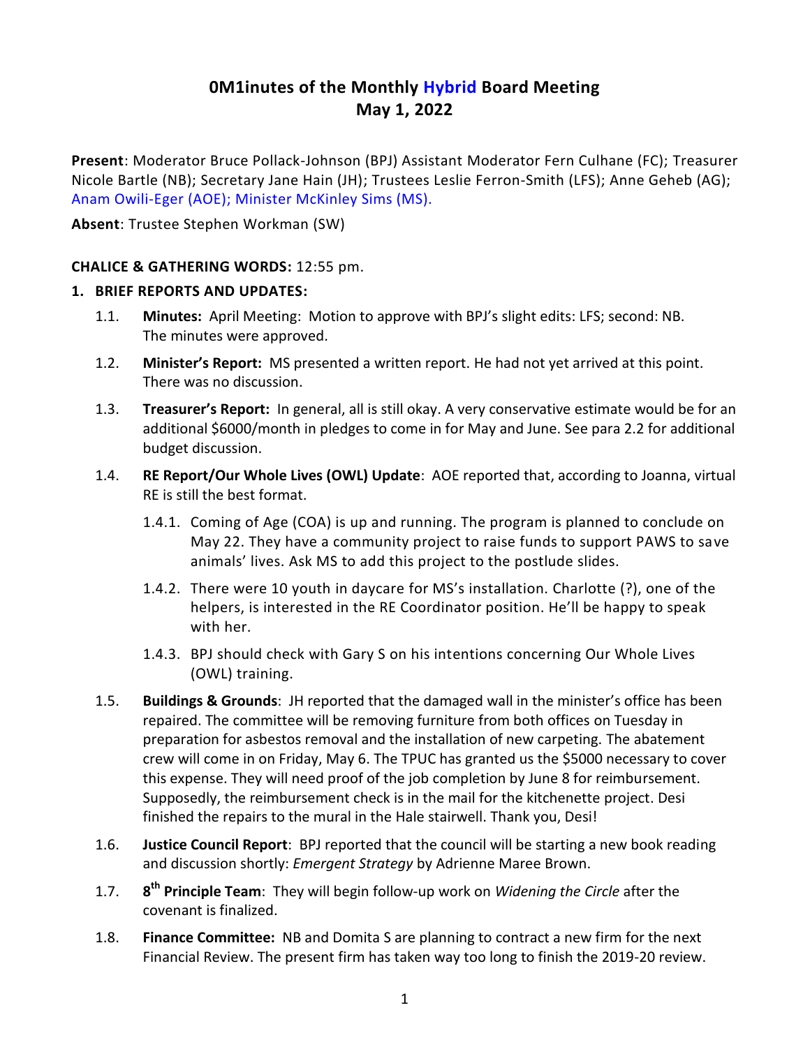# 0M1inutes of the Monthly Hybrid Board Meeting
# May 1, 2022

**Present**: Moderator Bruce Pollack-Johnson (BPJ) Assistant Moderator Fern Culhane (FC); Treasurer Nicole Bartle (NB); Secretary Jane Hain (JH); Trustees Leslie Ferron-Smith (LFS); Anne Geheb (AG); Anam Owili-Eger (AOE); Minister McKinley Sims (MS).

**Absent**: Trustee Stephen Workman (SW)

**CHALICE & GATHERING WORDS:** 12:55 pm.

1. **BRIEF REPORTS AND UPDATES:**
   - 1.1. **Minutes:** April Meeting: Motion to approve with BPJ's slight edits: LFS; second: NB. The minutes were approved.
   - 1.2. **Minister's Report:** MS presented a written report. He had not yet arrived at this point. There was no discussion.
   - 1.3. **Treasurer's Report:** In general, all is still okay. A very conservative estimate would be for an additional $6000/month in pledges to come in for May and June. See para 2.2 for additional budget discussion.
   - 1.4. **RE Report/Our Whole Lives (OWL) Update**: AOE reported that, according to Joanna, virtual RE is still the best format.
     - 1.4.1. Coming of Age (COA) is up and running. The program is planned to conclude on May 22. They have a community project to raise funds to support PAWS to save animals' lives. Ask MS to add this project to the postlude slides.
     - 1.4.2. There were 10 youth in daycare for MS's installation. Charlotte (?), one of the helpers, is interested in the RE Coordinator position. He'll be happy to speak with her.
     - 1.4.3. BPJ should check with Gary S on his intentions concerning Our Whole Lives (OWL) training.
   - 1.5. **Buildings & Grounds**: JH reported that the damaged wall in the minister's office has been repaired. The committee will be removing furniture from both offices on Tuesday in preparation for asbestos removal and the installation of new carpeting. The abatement crew will come in on Friday, May 6. The TPUC has granted us the $5000 necessary to cover this expense. They will need proof of the job completion by June 8 for reimbursement. Supposedly, the reimbursement check is in the mail for the kitchenette project. Desi finished the repairs to the mural in the Hale stairwell. Thank you, Desi!
   - 1.6. **Justice Council Report**: BPJ reported that the council will be starting a new book reading and discussion shortly: *Emergent Strategy* by Adrienne Maree Brown.
   - 1.7. **8th Principle Team**: They will begin follow-up work on *Widening the Circle* after the covenant is finalized.
   - 1.8. **Finance Committee:** NB and Domita S are planning to contract a new firm for the next Financial Review. The present firm has taken way too long to finish the 2019-20 review.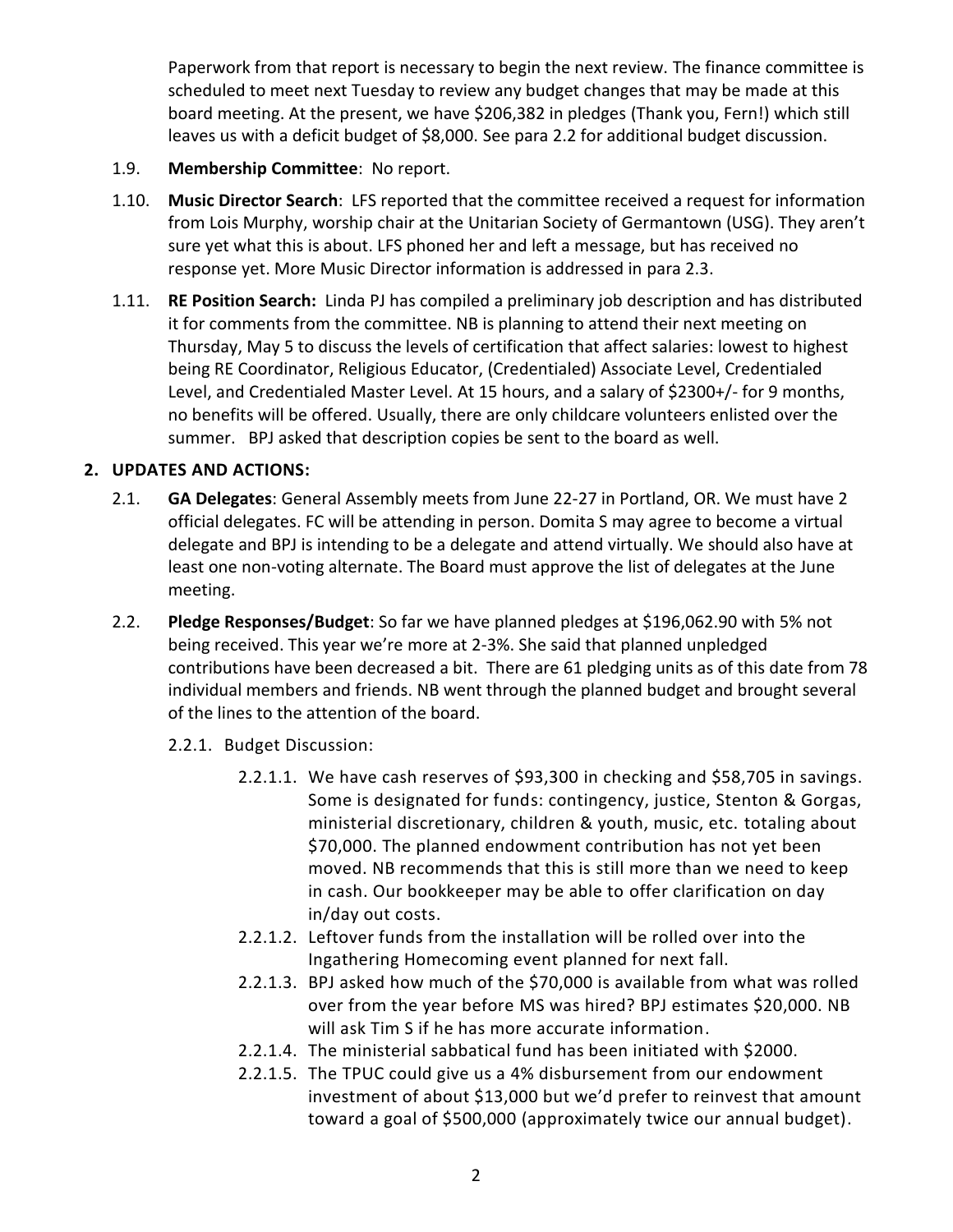Paperwork from that report is necessary to begin the next review. The finance committee is scheduled to meet next Tuesday to review any budget changes that may be made at this board meeting. At the present, we have $206,382 in pledges (Thank you, Fern!) which still leaves us with a deficit budget of $8,000. See para 2.2 for additional budget discussion.

1.9. **Membership Committee**: No report.

1.10. **Music Director Search**: LFS reported that the committee received a request for information from Lois Murphy, worship chair at the Unitarian Society of Germantown (USG). They aren't sure yet what this is about. LFS phoned her and left a message, but has received no response yet. More Music Director information is addressed in para 2.3.

1.11. **RE Position Search:** Linda PJ has compiled a preliminary job description and has distributed it for comments from the committee. NB is planning to attend their next meeting on Thursday, May 5 to discuss the levels of certification that affect salaries: lowest to highest being RE Coordinator, Religious Educator, (Credentialed) Associate Level, Credentialed Level, and Credentialed Master Level. At 15 hours, and a salary of $2300+/- for 9 months, no benefits will be offered. Usually, there are only childcare volunteers enlisted over the summer. BPJ asked that description copies be sent to the board as well.

## 2. UPDATES AND ACTIONS:

2.1. **GA Delegates**: General Assembly meets from June 22-27 in Portland, OR. We must have 2 official delegates. FC will be attending in person. Domita S may agree to become a virtual delegate and BPJ is intending to be a delegate and attend virtually. We should also have at least one non-voting alternate. The Board must approve the list of delegates at the June meeting.

2.2. **Pledge Responses/Budget**: So far we have planned pledges at $196,062.90 with 5% not being received. This year we're more at 2-3%. She said that planned unpledged contributions have been decreased a bit. There are 61 pledging units as of this date from 78 individual members and friends. NB went through the planned budget and brought several of the lines to the attention of the board.

2.2.1. Budget Discussion:

2.2.1.1. We have cash reserves of $93,300 in checking and $58,705 in savings. Some is designated for funds: contingency, justice, Stenton & Gorgas, ministerial discretionary, children & youth, music, etc. totaling about $70,000. The planned endowment contribution has not yet been moved. NB recommends that this is still more than we need to keep in cash. Our bookkeeper may be able to offer clarification on day in/day out costs.

2.2.1.2. Leftover funds from the installation will be rolled over into the Ingathering Homecoming event planned for next fall.

2.2.1.3. BPJ asked how much of the $70,000 is available from what was rolled over from the year before MS was hired? BPJ estimates $20,000. NB will ask Tim S if he has more accurate information.

2.2.1.4. The ministerial sabbatical fund has been initiated with $2000.

2.2.1.5. The TPUC could give us a 4% disbursement from our endowment investment of about $13,000 but we'd prefer to reinvest that amount toward a goal of $500,000 (approximately twice our annual budget).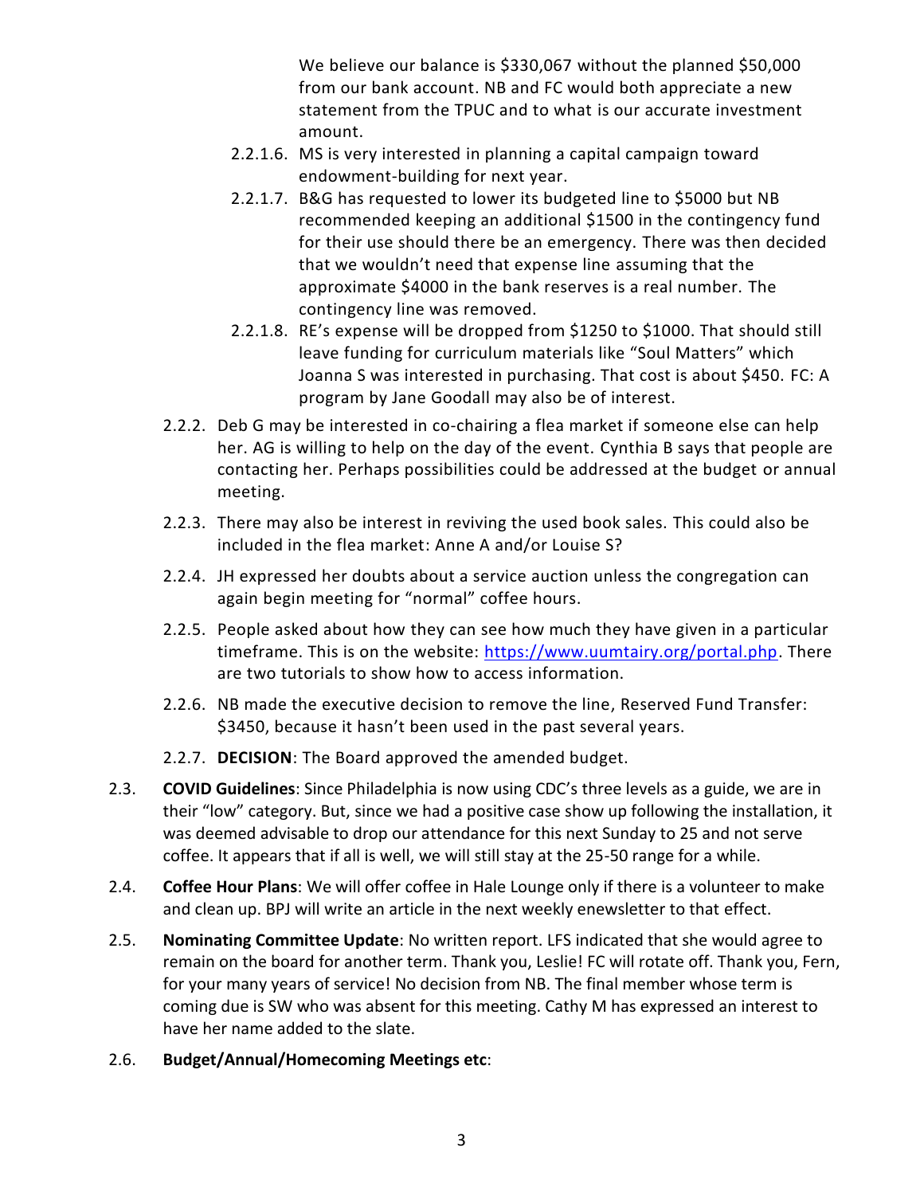We believe our balance is $330,067 without the planned $50,000 from our bank account. NB and FC would both appreciate a new statement from the TPUC and to what is our accurate investment amount.

- 2.2.1.6. MS is very interested in planning a capital campaign toward endowment-building for next year.
- 2.2.1.7. B&G has requested to lower its budgeted line to $5000 but NB recommended keeping an additional $1500 in the contingency fund for their use should there be an emergency. There was then decided that we wouldn't need that expense line assuming that the approximate $4000 in the bank reserves is a real number. The contingency line was removed.
- 2.2.1.8. RE's expense will be dropped from $1250 to $1000. That should still leave funding for curriculum materials like "Soul Matters" which Joanna S was interested in purchasing. That cost is about $450. FC: A program by Jane Goodall may also be of interest.

- 2.2.2. Deb G may be interested in co-chairing a flea market if someone else can help her. AG is willing to help on the day of the event. Cynthia B says that people are contacting her. Perhaps possibilities could be addressed at the budget or annual meeting.
- 2.2.3. There may also be interest in reviving the used book sales. This could also be included in the flea market: Anne A and/or Louise S?
- 2.2.4. JH expressed her doubts about a service auction unless the congregation can again begin meeting for "normal" coffee hours.
- 2.2.5. People asked about how they can see how much they have given in a particular timeframe. This is on the website: https://www.uumtairy.org/portal.php. There are two tutorials to show how to access information.
- 2.2.6. NB made the executive decision to remove the line, Reserved Fund Transfer: $3450, because it hasn't been used in the past several years.
- 2.2.7. **DECISION**: The Board approved the amended budget.

2.3. **COVID Guidelines**: Since Philadelphia is now using CDC's three levels as a guide, we are in their "low" category. But, since we had a positive case show up following the installation, it was deemed advisable to drop our attendance for this next Sunday to 25 and not serve coffee. It appears that if all is well, we will still stay at the 25-50 range for a while.

2.4. **Coffee Hour Plans**: We will offer coffee in Hale Lounge only if there is a volunteer to make and clean up. BPJ will write an article in the next weekly enewsletter to that effect.

2.5. **Nominating Committee Update**: No written report. LFS indicated that she would agree to remain on the board for another term. Thank you, Leslie! FC will rotate off. Thank you, Fern, for your many years of service! No decision from NB. The final member whose term is coming due is SW who was absent for this meeting. Cathy M has expressed an interest to have her name added to the slate.

2.6. **Budget/Annual/Homecoming Meetings etc**: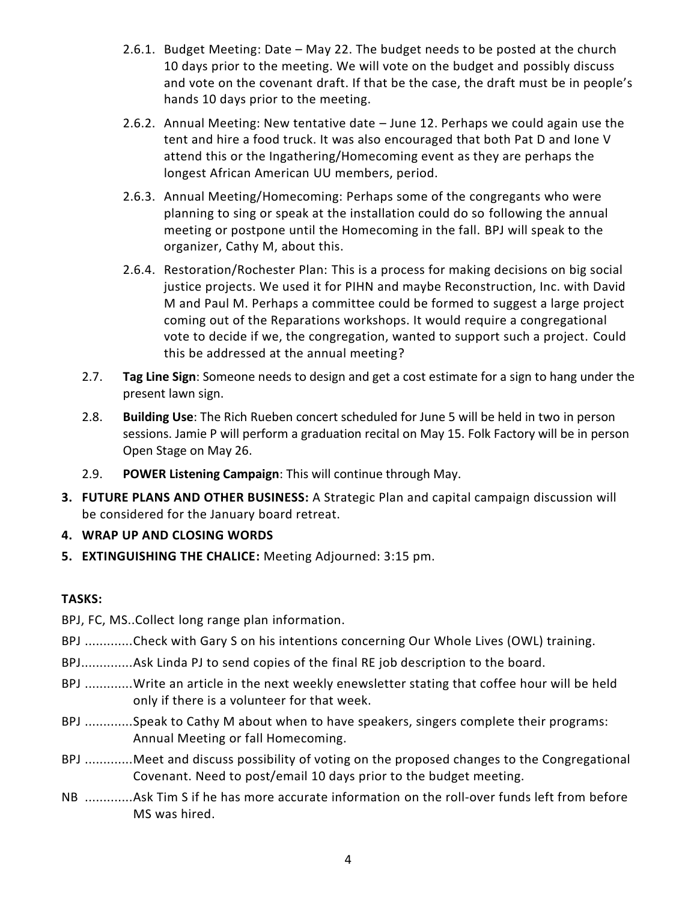2.6.1. Budget Meeting: Date – May 22. The budget needs to be posted at the church 10 days prior to the meeting. We will vote on the budget and possibly discuss and vote on the covenant draft. If that be the case, the draft must be in people's hands 10 days prior to the meeting.

2.6.2. Annual Meeting: New tentative date – June 12. Perhaps we could again use the tent and hire a food truck. It was also encouraged that both Pat D and Ione V attend this or the Ingathering/Homecoming event as they are perhaps the longest African American UU members, period.

2.6.3. Annual Meeting/Homecoming: Perhaps some of the congregants who were planning to sing or speak at the installation could do so following the annual meeting or postpone until the Homecoming in the fall. BPJ will speak to the organizer, Cathy M, about this.

2.6.4. Restoration/Rochester Plan: This is a process for making decisions on big social justice projects. We used it for PIHN and maybe Reconstruction, Inc. with David M and Paul M. Perhaps a committee could be formed to suggest a large project coming out of the Reparations workshops. It would require a congregational vote to decide if we, the congregation, wanted to support such a project. Could this be addressed at the annual meeting?

2.7. **Tag Line Sign**: Someone needs to design and get a cost estimate for a sign to hang under the present lawn sign.

2.8. **Building Use**: The Rich Rueben concert scheduled for June 5 will be held in two in person sessions. Jamie P will perform a graduation recital on May 15. Folk Factory will be in person Open Stage on May 26.

2.9. **POWER Listening Campaign**: This will continue through May.

3. **FUTURE PLANS AND OTHER BUSINESS:** A Strategic Plan and capital campaign discussion will be considered for the January board retreat.

4. **WRAP UP AND CLOSING WORDS**

5. **EXTINGUISHING THE CHALICE:** Meeting Adjourned: 3:15 pm.

**TASKS:**

BPJ, FC, MS..Collect long range plan information.

BPJ .............Check with Gary S on his intentions concerning Our Whole Lives (OWL) training.

BPJ..............Ask Linda PJ to send copies of the final RE job description to the board.

BPJ .............Write an article in the next weekly enewsletter stating that coffee hour will be held only if there is a volunteer for that week.

BPJ .............Speak to Cathy M about when to have speakers, singers complete their programs: Annual Meeting or fall Homecoming.

BPJ .............Meet and discuss possibility of voting on the proposed changes to the Congregational Covenant. Need to post/email 10 days prior to the budget meeting.

NB .............Ask Tim S if he has more accurate information on the roll-over funds left from before MS was hired.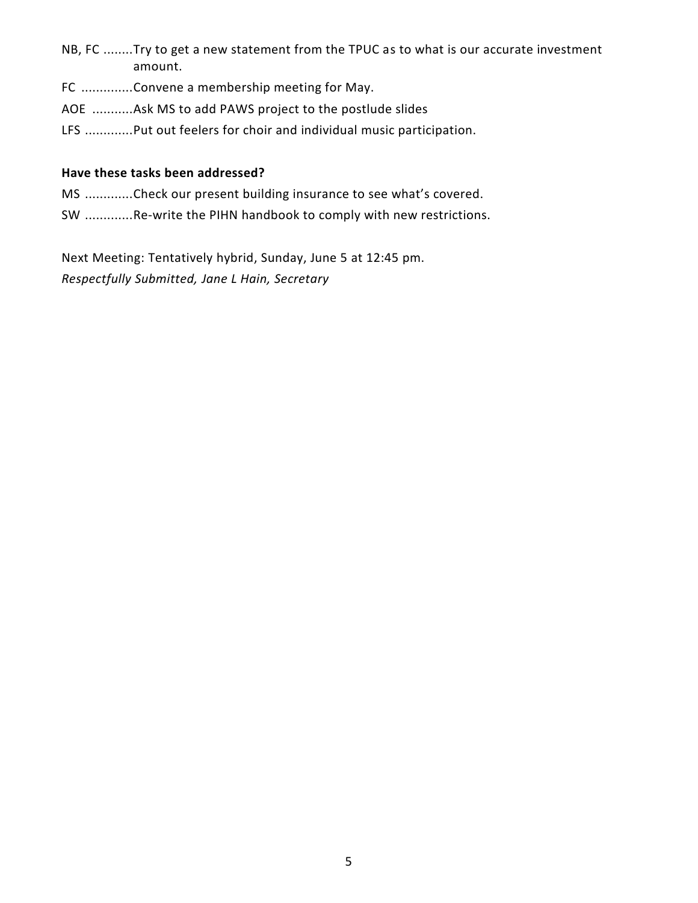NB, FC ........Try to get a new statement from the TPUC as to what is our accurate investment amount.

FC .............Convene a membership meeting for May.

AOE ...........Ask MS to add PAWS project to the postlude slides

LFS ............Put out feelers for choir and individual music participation.

**Have these tasks been addressed?**

MS ............Check our present building insurance to see what's covered.

SW ............Re-write the PIHN handbook to comply with new restrictions.

Next Meeting: Tentatively hybrid, Sunday, June 5 at 12:45 pm.

*Respectfully Submitted, Jane L Hain, Secretary*